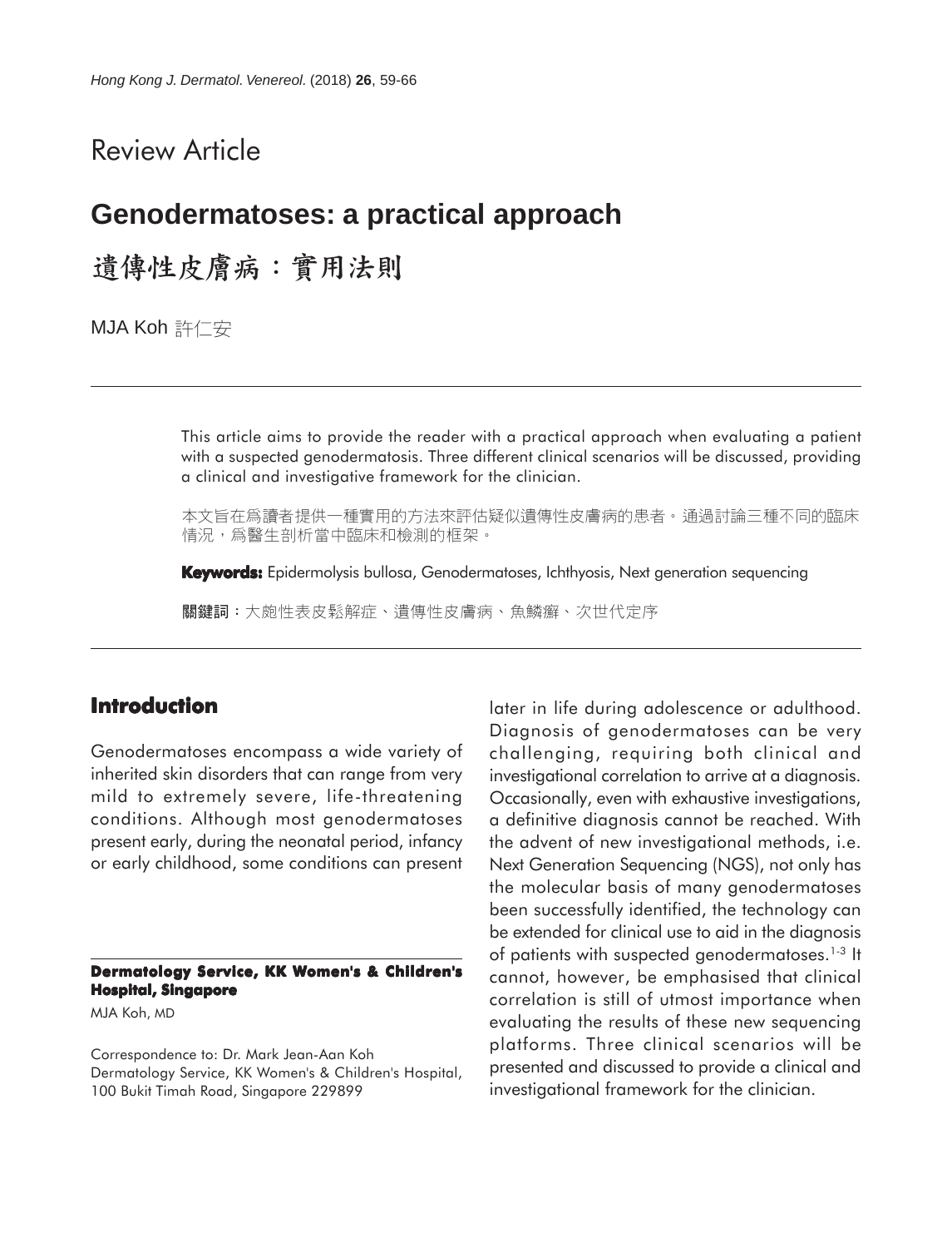Review Article

# Genodermatoses: a practical approach

# 遺傳性皮膚病：實用法則

MJA Koh 許仁安

This article aims to provide the reader with a practical approach when evaluating a patient with a suspected genodermatosis. Three different clinical scenarios will be discussed, providing a clinical and investigative framework for the clinician.

本文旨在爲讀者提供一種實用的方法來評估疑似遺傳性皮膚病的患者。通過討論三種不同的臨床情況，爲醫生剖析當中臨床和檢測的框架。

**Keywords:** Epidermolysis bullosa, Genodermatoses, Ichthyosis, Next generation sequencing

**關鍵詞**：大皰性表皮鬆解症、遺傳性皮膚病、魚鱗癬、次世代定序

## Introduction

Genodermatoses encompass a wide variety of inherited skin disorders that can range from very mild to extremely severe, life-threatening conditions. Although most genodermatoses present early, during the neonatal period, infancy or early childhood, some conditions can present later in life during adolescence or adulthood. Diagnosis of genodermatoses can be very challenging, requiring both clinical and investigational correlation to arrive at a diagnosis. Occasionally, even with exhaustive investigations, a definitive diagnosis cannot be reached. With the advent of new investigational methods, i.e. Next Generation Sequencing (NGS), not only has the molecular basis of many genodermatoses been successfully identified, the technology can be extended for clinical use to aid in the diagnosis of patients with suspected genodermatoses.[1-3] It cannot, however, be emphasised that clinical correlation is still of utmost importance when evaluating the results of these new sequencing platforms. Three clinical scenarios will be presented and discussed to provide a clinical and investigational framework for the clinician.

**Dermatology Service, KK Women's & Children's Hospital, Singapore**

MJA Koh, MD

Correspondence to: Dr. Mark Jean-Aan Koh
Dermatology Service, KK Women's & Children's Hospital, 100 Bukit Timah Road, Singapore 229899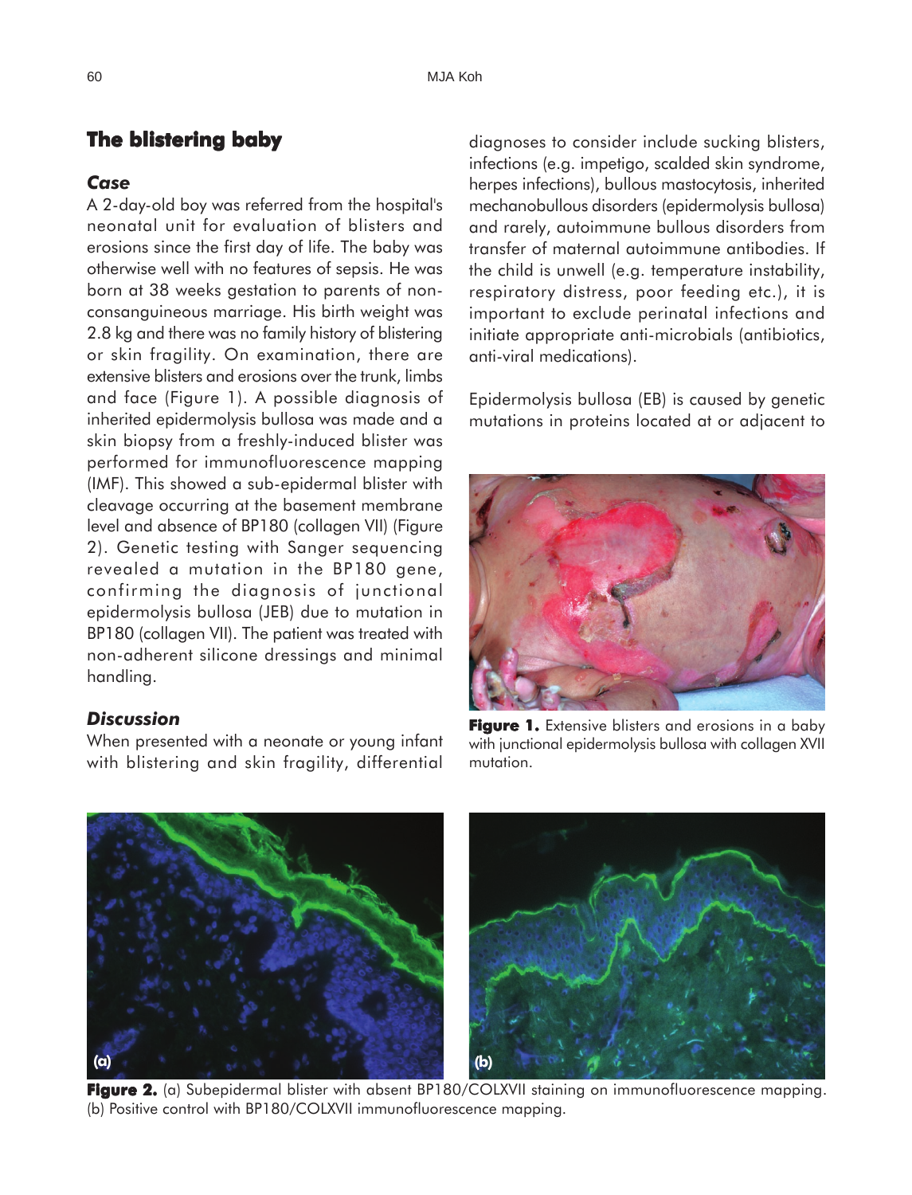## The blistering baby

### *Case*

A 2-day-old boy was referred from the hospital's neonatal unit for evaluation of blisters and erosions since the first day of life. The baby was otherwise well with no features of sepsis. He was born at 38 weeks gestation to parents of non-consanguineous marriage. His birth weight was 2.8 kg and there was no family history of blistering or skin fragility. On examination, there are extensive blisters and erosions over the trunk, limbs and face (Figure 1). A possible diagnosis of inherited epidermolysis bullosa was made and a skin biopsy from a freshly-induced blister was performed for immunofluorescence mapping (IMF). This showed a sub-epidermal blister with cleavage occurring at the basement membrane level and absence of BP180 (collagen VII) (Figure 2). Genetic testing with Sanger sequencing revealed a mutation in the BP180 gene, confirming the diagnosis of junctional epidermolysis bullosa (JEB) due to mutation in BP180 (collagen VII). The patient was treated with non-adherent silicone dressings and minimal handling.

### *Discussion*

When presented with a neonate or young infant with blistering and skin fragility, differential diagnoses to consider include sucking blisters, infections (e.g. impetigo, scalded skin syndrome, herpes infections), bullous mastocytosis, inherited mechanobullous disorders (epidermolysis bullosa) and rarely, autoimmune bullous disorders from transfer of maternal autoimmune antibodies. If the child is unwell (e.g. temperature instability, respiratory distress, poor feeding etc.), it is important to exclude perinatal infections and initiate appropriate anti-microbials (antibiotics, anti-viral medications).

Epidermolysis bullosa (EB) is caused by genetic mutations in proteins located at or adjacent to

**Figure 1.** Extensive blisters and erosions in a baby with junctional epidermolysis bullosa with collagen XVII mutation.

**Figure 2.** (a) Subepidermal blister with absent BP180/COLXVII staining on immunofluorescence mapping. (b) Positive control with BP180/COLXVII immunofluorescence mapping.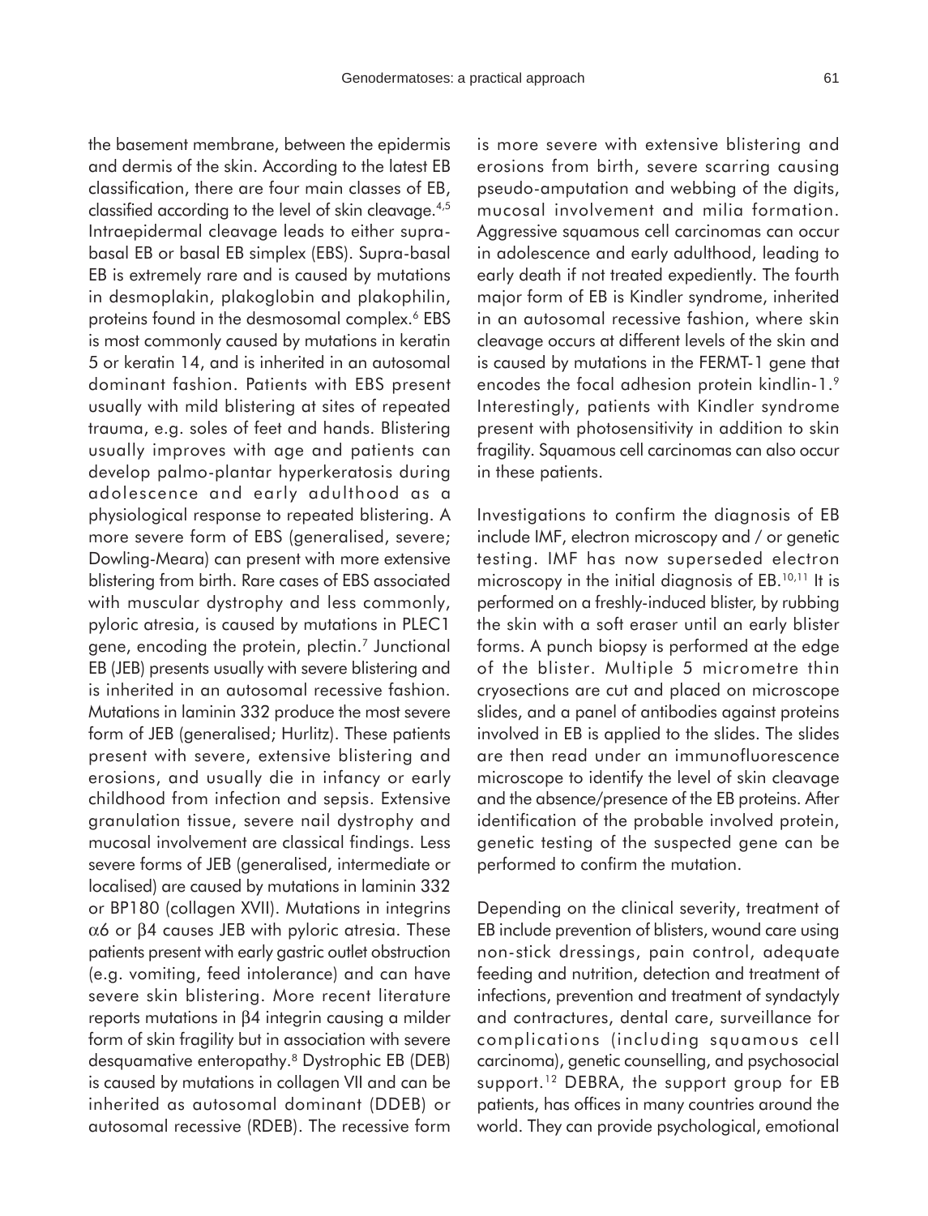the basement membrane, between the epidermis and dermis of the skin. According to the latest EB classification, there are four main classes of EB, classified according to the level of skin cleavage.[4,5] Intraepidermal cleavage leads to either supra-basal EB or basal EB simplex (EBS). Supra-basal EB is extremely rare and is caused by mutations in desmoplakin, plakoglobin and plakophilin, proteins found in the desmosomal complex.[6] EBS is most commonly caused by mutations in keratin 5 or keratin 14, and is inherited in an autosomal dominant fashion. Patients with EBS present usually with mild blistering at sites of repeated trauma, e.g. soles of feet and hands. Blistering usually improves with age and patients can develop palmo-plantar hyperkeratosis during adolescence and early adulthood as a physiological response to repeated blistering. A more severe form of EBS (generalised, severe; Dowling-Meara) can present with more extensive blistering from birth. Rare cases of EBS associated with muscular dystrophy and less commonly, pyloric atresia, is caused by mutations in PLEC1 gene, encoding the protein, plectin.[7] Junctional EB (JEB) presents usually with severe blistering and is inherited in an autosomal recessive fashion. Mutations in laminin 332 produce the most severe form of JEB (generalised; Hurlitz). These patients present with severe, extensive blistering and erosions, and usually die in infancy or early childhood from infection and sepsis. Extensive granulation tissue, severe nail dystrophy and mucosal involvement are classical findings. Less severe forms of JEB (generalised, intermediate or localised) are caused by mutations in laminin 332 or BP180 (collagen XVII). Mutations in integrins $\alpha6$ or $\beta4$ causes JEB with pyloric atresia. These patients present with early gastric outlet obstruction (e.g. vomiting, feed intolerance) and can have severe skin blistering. More recent literature reports mutations in $\beta4$ integrin causing a milder form of skin fragility but in association with severe desquamative enteropathy.[8] Dystrophic EB (DEB) is caused by mutations in collagen VII and can be inherited as autosomal dominant (DDEB) or autosomal recessive (RDEB). The recessive form is more severe with extensive blistering and erosions from birth, severe scarring causing pseudo-amputation and webbing of the digits, mucosal involvement and milia formation. Aggressive squamous cell carcinomas can occur in adolescence and early adulthood, leading to early death if not treated expediently. The fourth major form of EB is Kindler syndrome, inherited in an autosomal recessive fashion, where skin cleavage occurs at different levels of the skin and is caused by mutations in the FERMT-1 gene that encodes the focal adhesion protein kindlin-1.[9] Interestingly, patients with Kindler syndrome present with photosensitivity in addition to skin fragility. Squamous cell carcinomas can also occur in these patients.

Investigations to confirm the diagnosis of EB include IMF, electron microscopy and / or genetic testing. IMF has now superseded electron microscopy in the initial diagnosis of EB.[10,11] It is performed on a freshly-induced blister, by rubbing the skin with a soft eraser until an early blister forms. A punch biopsy is performed at the edge of the blister. Multiple 5 micrometre thin cryosections are cut and placed on microscope slides, and a panel of antibodies against proteins involved in EB is applied to the slides. The slides are then read under an immunofluorescence microscope to identify the level of skin cleavage and the absence/presence of the EB proteins. After identification of the probable involved protein, genetic testing of the suspected gene can be performed to confirm the mutation.

Depending on the clinical severity, treatment of EB include prevention of blisters, wound care using non-stick dressings, pain control, adequate feeding and nutrition, detection and treatment of infections, prevention and treatment of syndactyly and contractures, dental care, surveillance for complications (including squamous cell carcinoma), genetic counselling, and psychosocial support.[12] DEBRA, the support group for EB patients, has offices in many countries around the world. They can provide psychological, emotional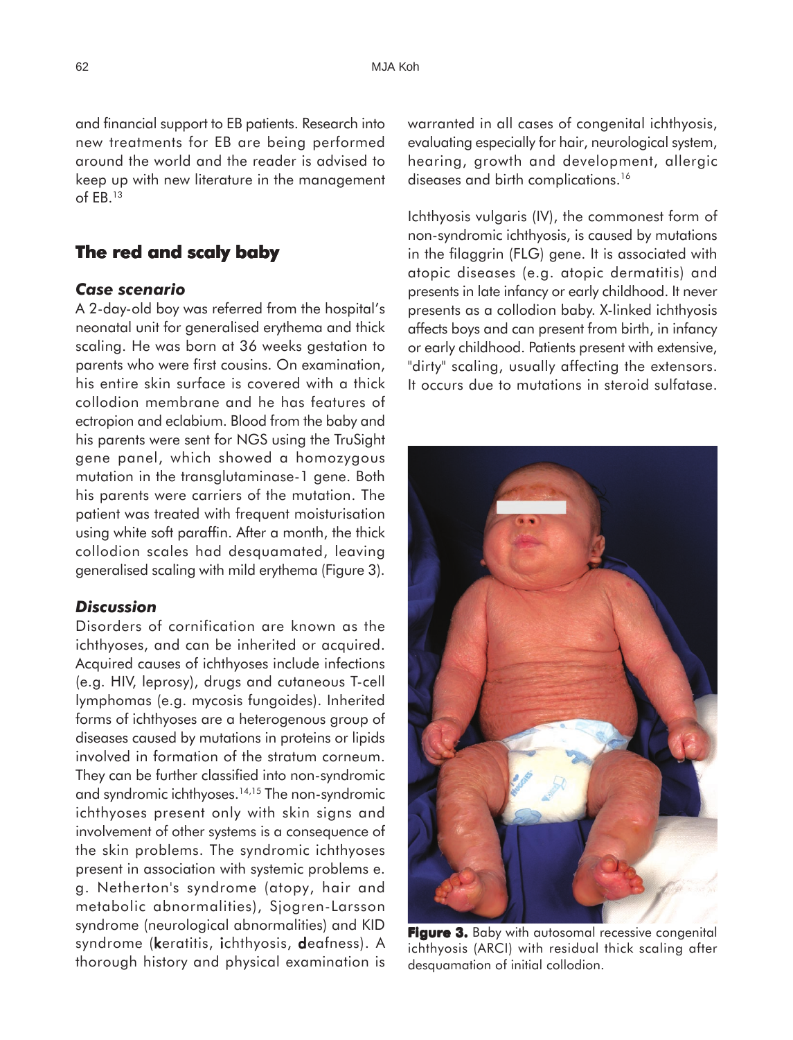and financial support to EB patients. Research into new treatments for EB are being performed around the world and the reader is advised to keep up with new literature in the management of EB.[13]

## The red and scaly baby

### *Case scenario*

A 2-day-old boy was referred from the hospital's neonatal unit for generalised erythema and thick scaling. He was born at 36 weeks gestation to parents who were first cousins. On examination, his entire skin surface is covered with a thick collodion membrane and he has features of ectropion and eclabium. Blood from the baby and his parents were sent for NGS using the TruSight gene panel, which showed a homozygous mutation in the transglutaminase-1 gene. Both his parents were carriers of the mutation. The patient was treated with frequent moisturisation using white soft paraffin. After a month, the thick collodion scales had desquamated, leaving generalised scaling with mild erythema (Figure 3).

### *Discussion*

Disorders of cornification are known as the ichthyoses, and can be inherited or acquired. Acquired causes of ichthyoses include infections (e.g. HIV, leprosy), drugs and cutaneous T-cell lymphomas (e.g. mycosis fungoides). Inherited forms of ichthyoses are a heterogenous group of diseases caused by mutations in proteins or lipids involved in formation of the stratum corneum. They can be further classified into non-syndromic and syndromic ichthyoses.[14,15] The non-syndromic ichthyoses present only with skin signs and involvement of other systems is a consequence of the skin problems. The syndromic ichthyoses present in association with systemic problems e. g. Netherton's syndrome (atopy, hair and metabolic abnormalities), Sjogren-Larsson syndrome (neurological abnormalities) and KID syndrome (**k**eratitis, **i**chthyosis, **d**eafness). A thorough history and physical examination is warranted in all cases of congenital ichthyosis, evaluating especially for hair, neurological system, hearing, growth and development, allergic diseases and birth complications.[16]

Ichthyosis vulgaris (IV), the commonest form of non-syndromic ichthyosis, is caused by mutations in the filaggrin (FLG) gene. It is associated with atopic diseases (e.g. atopic dermatitis) and presents in late infancy or early childhood. It never presents as a collodion baby. X-linked ichthyosis affects boys and can present from birth, in infancy or early childhood. Patients present with extensive, "dirty" scaling, usually affecting the extensors. It occurs due to mutations in steroid sulfatase.

**Figure 3.** Baby with autosomal recessive congenital ichthyosis (ARCI) with residual thick scaling after desquamation of initial collodion.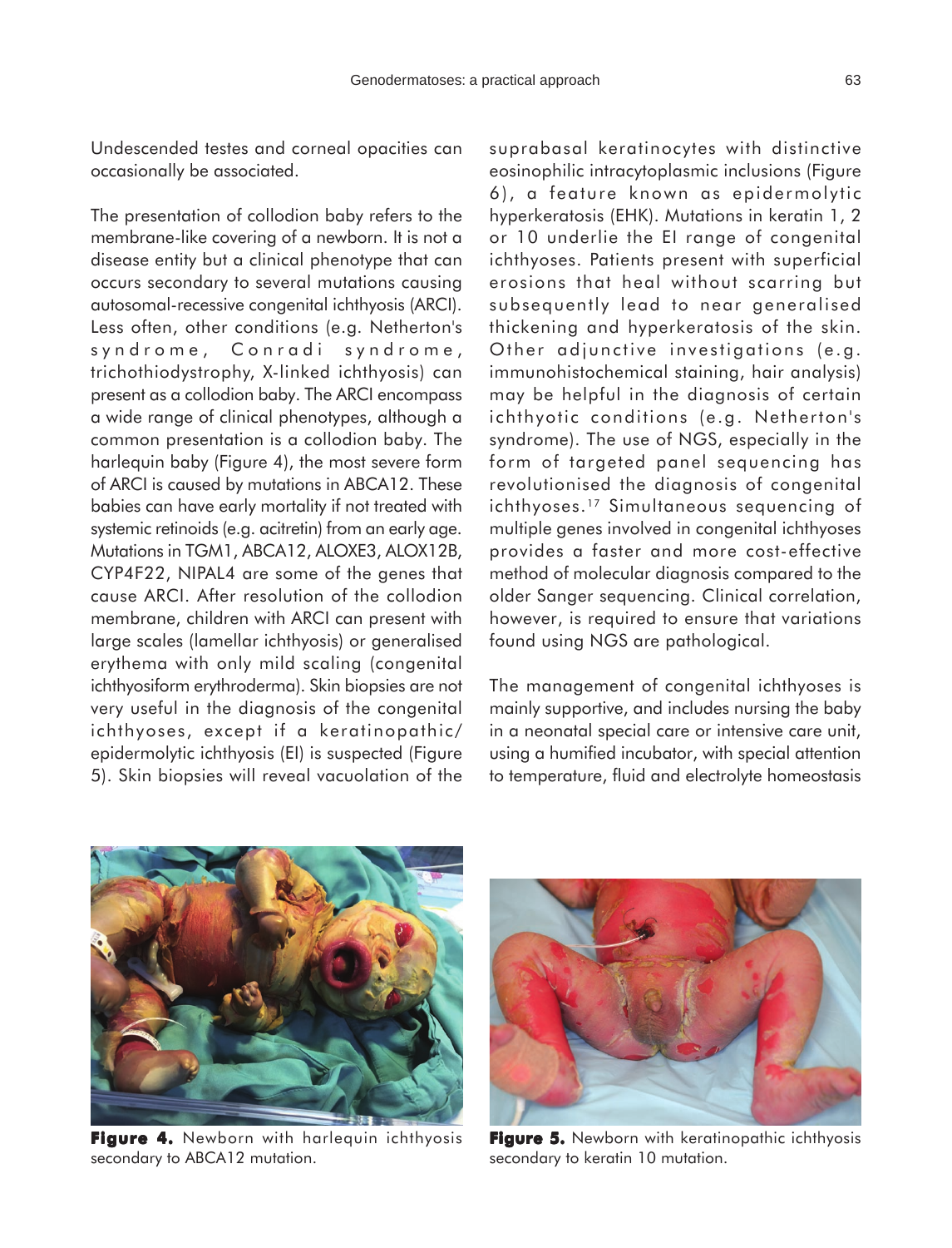Undescended testes and corneal opacities can occasionally be associated.

The presentation of collodion baby refers to the membrane-like covering of a newborn. It is not a disease entity but a clinical phenotype that can occurs secondary to several mutations causing autosomal-recessive congenital ichthyosis (ARCI). Less often, other conditions (e.g. Netherton's syndrome, Conradi syndrome, trichothiodystrophy, X-linked ichthyosis) can present as a collodion baby. The ARCI encompass a wide range of clinical phenotypes, although a common presentation is a collodion baby. The harlequin baby (Figure 4), the most severe form of ARCI is caused by mutations in ABCA12. These babies can have early mortality if not treated with systemic retinoids (e.g. acitretin) from an early age. Mutations in TGM1, ABCA12, ALOXE3, ALOX12B, CYP4F22, NIPAL4 are some of the genes that cause ARCI. After resolution of the collodion membrane, children with ARCI can present with large scales (lamellar ichthyosis) or generalised erythema with only mild scaling (congenital ichthyosiform erythroderma). Skin biopsies are not very useful in the diagnosis of the congenital ichthyoses, except if a keratinopathic/ epidermolytic ichthyosis (EI) is suspected (Figure 5). Skin biopsies will reveal vacuolation of the suprabasal keratinocytes with distinctive eosinophilic intracytoplasmic inclusions (Figure 6), a feature known as epidermolytic hyperkeratosis (EHK). Mutations in keratin 1, 2 or 10 underlie the EI range of congenital ichthyoses. Patients present with superficial erosions that heal without scarring but subsequently lead to near generalised thickening and hyperkeratosis of the skin. Other adjunctive investigations (e.g. immunohistochemical staining, hair analysis) may be helpful in the diagnosis of certain ichthyotic conditions (e.g. Netherton's syndrome). The use of NGS, especially in the form of targeted panel sequencing has revolutionised the diagnosis of congenital ichthyoses.[17] Simultaneous sequencing of multiple genes involved in congenital ichthyoses provides a faster and more cost-effective method of molecular diagnosis compared to the older Sanger sequencing. Clinical correlation, however, is required to ensure that variations found using NGS are pathological.

The management of congenital ichthyoses is mainly supportive, and includes nursing the baby in a neonatal special care or intensive care unit, using a humified incubator, with special attention to temperature, fluid and electrolyte homeostasis

**Figure 4.** Newborn with harlequin ichthyosis secondary to ABCA12 mutation.

**Figure 5.** Newborn with keratinopathic ichthyosis secondary to keratin 10 mutation.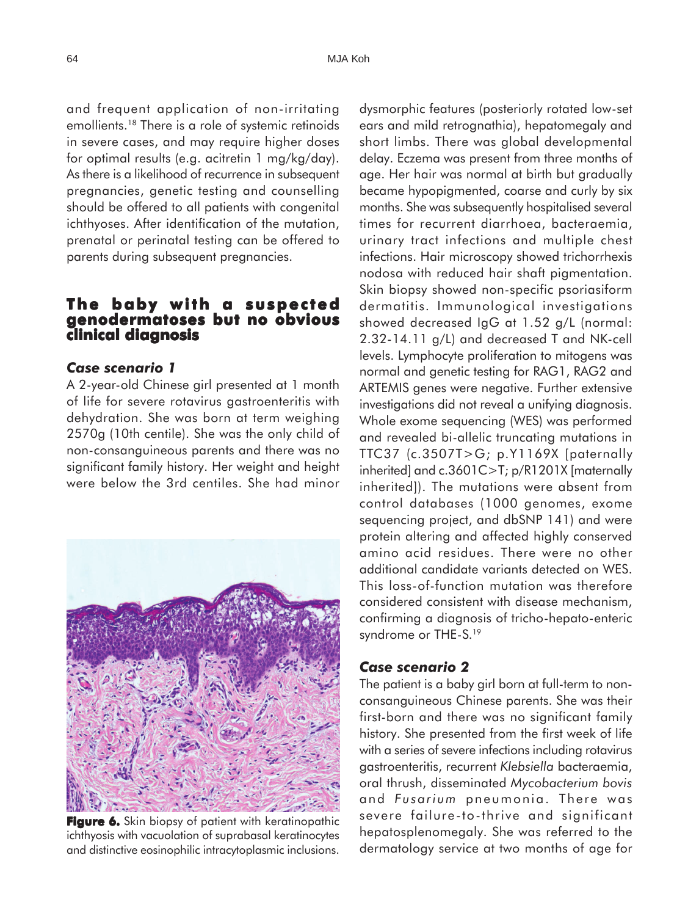and frequent application of non-irritating emollients.[18] There is a role of systemic retinoids in severe cases, and may require higher doses for optimal results (e.g. acitretin 1 mg/kg/day). As there is a likelihood of recurrence in subsequent pregnancies, genetic testing and counselling should be offered to all patients with congenital ichthyoses. After identification of the mutation, prenatal or perinatal testing can be offered to parents during subsequent pregnancies.

## The baby with a suspected genodermatoses but no obvious clinical diagnosis

### *Case scenario 1*

A 2-year-old Chinese girl presented at 1 month of life for severe rotavirus gastroenteritis with dehydration. She was born at term weighing 2570g (10th centile). She was the only child of non-consanguineous parents and there was no significant family history. Her weight and height were below the 3rd centiles. She had minor dysmorphic features (posteriorly rotated low-set ears and mild retrognathia), hepatomegaly and short limbs. There was global developmental delay. Eczema was present from three months of age. Her hair was normal at birth but gradually became hypopigmented, coarse and curly by six months. She was subsequently hospitalised several times for recurrent diarrhoea, bacteraemia, urinary tract infections and multiple chest infections. Hair microscopy showed trichorrhexis nodosa with reduced hair shaft pigmentation. Skin biopsy showed non-specific psoriasiform dermatitis. Immunological investigations showed decreased IgG at 1.52 g/L (normal: 2.32-14.11 g/L) and decreased T and NK-cell levels. Lymphocyte proliferation to mitogens was normal and genetic testing for RAG1, RAG2 and ARTEMIS genes were negative. Further extensive investigations did not reveal a unifying diagnosis. Whole exome sequencing (WES) was performed and revealed bi-allelic truncating mutations in TTC37 (c.3507T>G; p.Y1169X [paternally inherited] and c.3601C>T; p/R1201X [maternally inherited]). The mutations were absent from control databases (1000 genomes, exome sequencing project, and dbSNP 141) and were protein altering and affected highly conserved amino acid residues. There were no other additional candidate variants detected on WES. This loss-of-function mutation was therefore considered consistent with disease mechanism, confirming a diagnosis of tricho-hepato-enteric syndrome or THE-S.[19]

**Figure 6.** Skin biopsy of patient with keratinopathic ichthyosis with vacuolation of suprabasal keratinocytes and distinctive eosinophilic intracytoplasmic inclusions.

### *Case scenario 2*

The patient is a baby girl born at full-term to non-consanguineous Chinese parents. She was their first-born and there was no significant family history. She presented from the first week of life with a series of severe infections including rotavirus gastroenteritis, recurrent *Klebsiella* bacteraemia, oral thrush, disseminated *Mycobacterium bovis* and *Fusarium* pneumonia. There was severe failure-to-thrive and significant hepatosplenomegaly. She was referred to the dermatology service at two months of age for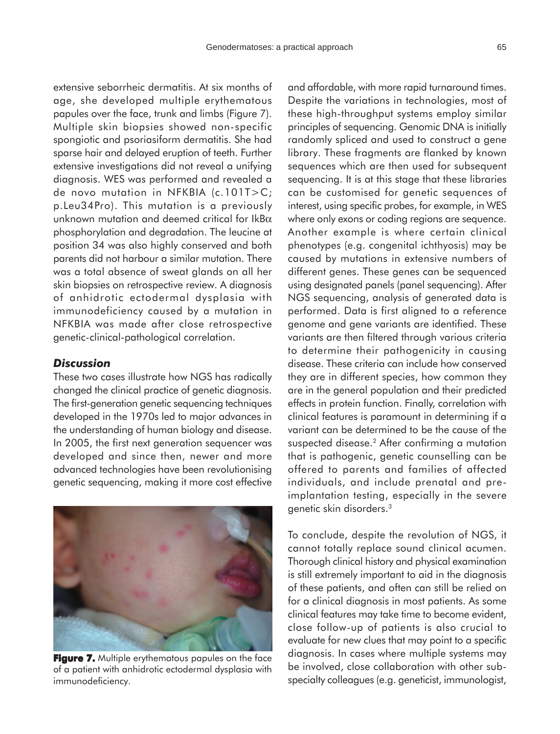extensive seborrheic dermatitis. At six months of age, she developed multiple erythematous papules over the face, trunk and limbs (Figure 7). Multiple skin biopsies showed non-specific spongiotic and psoriasiform dermatitis. She had sparse hair and delayed eruption of teeth. Further extensive investigations did not reveal a unifying diagnosis. WES was performed and revealed a de novo mutation in NFKBIA (c.101T>C; p.Leu34Pro). This mutation is a previously unknown mutation and deemed critical for IkBα phosphorylation and degradation. The leucine at position 34 was also highly conserved and both parents did not harbour a similar mutation. There was a total absence of sweat glands on all her skin biopsies on retrospective review. A diagnosis of anhidrotic ectodermal dysplasia with immunodeficiency caused by a mutation in NFKBIA was made after close retrospective genetic-clinical-pathological correlation.

### *Discussion*

These two cases illustrate how NGS has radically changed the clinical practice of genetic diagnosis. The first-generation genetic sequencing techniques developed in the 1970s led to major advances in the understanding of human biology and disease. In 2005, the first next generation sequencer was developed and since then, newer and more advanced technologies have been revolutionising genetic sequencing, making it more cost effective and affordable, with more rapid turnaround times. Despite the variations in technologies, most of these high-throughput systems employ similar principles of sequencing. Genomic DNA is initially randomly spliced and used to construct a gene library. These fragments are flanked by known sequences which are then used for subsequent sequencing. It is at this stage that these libraries can be customised for genetic sequences of interest, using specific probes, for example, in WES where only exons or coding regions are sequence. Another example is where certain clinical phenotypes (e.g. congenital ichthyosis) may be caused by mutations in extensive numbers of different genes. These genes can be sequenced using designated panels (panel sequencing). After NGS sequencing, analysis of generated data is performed. Data is first aligned to a reference genome and gene variants are identified. These variants are then filtered through various criteria to determine their pathogenicity in causing disease. These criteria can include how conserved they are in different species, how common they are in the general population and their predicted effects in protein function. Finally, correlation with clinical features is paramount in determining if a variant can be determined to be the cause of the suspected disease.[2] After confirming a mutation that is pathogenic, genetic counselling can be offered to parents and families of affected individuals, and include prenatal and pre-implantation testing, especially in the severe genetic skin disorders.[3]

**Figure 7.** Multiple erythematous papules on the face of a patient with anhidrotic ectodermal dysplasia with immunodeficiency.

To conclude, despite the revolution of NGS, it cannot totally replace sound clinical acumen. Thorough clinical history and physical examination is still extremely important to aid in the diagnosis of these patients, and often can still be relied on for a clinical diagnosis in most patients. As some clinical features may take time to become evident, close follow-up of patients is also crucial to evaluate for new clues that may point to a specific diagnosis. In cases where multiple systems may be involved, close collaboration with other sub-specialty colleagues (e.g. geneticist, immunologist,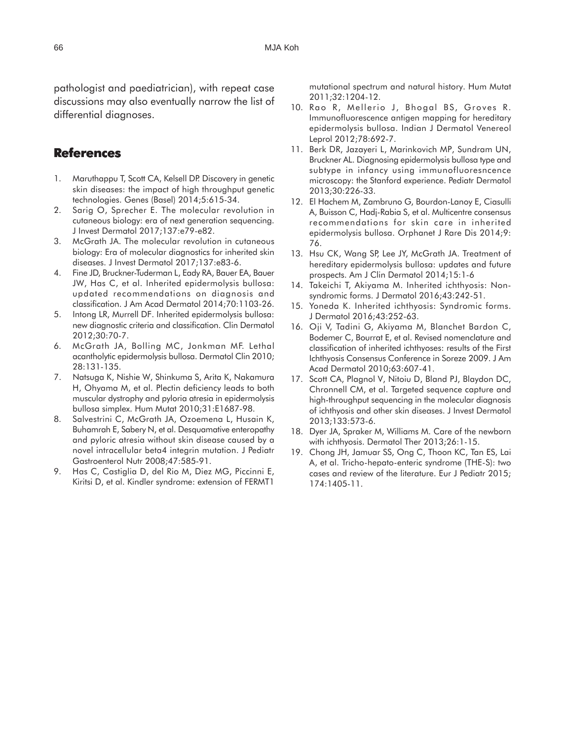pathologist and paediatrician), with repeat case discussions may also eventually narrow the list of differential diagnoses.

## References

1. Maruthappu T, Scott CA, Kelsell DP. Discovery in genetic skin diseases: the impact of high throughput genetic technologies. Genes (Basel) 2014;5:615-34.
2. Sarig O, Sprecher E. The molecular revolution in cutaneous biology: era of next generation sequencing. J Invest Dermatol 2017;137:e79-e82.
3. McGrath JA. The molecular revolution in cutaneous biology: Era of molecular diagnostics for inherited skin diseases. J Invest Dermatol 2017;137:e83-6.
4. Fine JD, Bruckner-Tuderman L, Eady RA, Bauer EA, Bauer JW, Has C, et al. Inherited epidermolysis bullosa: updated recommendations on diagnosis and classification. J Am Acad Dermatol 2014;70:1103-26.
5. Intong LR, Murrell DF. Inherited epidermolysis bullosa: new diagnostic criteria and classification. Clin Dermatol 2012;30:70-7.
6. McGrath JA, Bolling MC, Jonkman MF. Lethal acantholytic epidermolysis bullosa. Dermatol Clin 2010; 28:131-135.
7. Natsuga K, Nishie W, Shinkuma S, Arita K, Nakamura H, Ohyama M, et al. Plectin deficiency leads to both muscular dystrophy and pyloria atresia in epidermolysis bullosa simplex. Hum Mutat 2010;31:E1687-98.
8. Salvestrini C, McGrath JA, Ozoemena L, Husain K, Buhamrah E, Sabery N, et al. Desquamative enteropathy and pyloric atresia without skin disease caused by a novel intracellular beta4 integrin mutation. J Pediatr Gastroenterol Nutr 2008;47:585-91.
9. Has C, Castiglia D, del Rio M, Diez MG, Piccinni E, Kiritsi D, et al. Kindler syndrome: extension of FERMT1 mutational spectrum and natural history. Hum Mutat 2011;32:1204-12.
10. Rao R, Mellerio J, Bhogal BS, Groves R. Immunofluorescence antigen mapping for hereditary epidermolysis bullosa. Indian J Dermatol Venereol Leprol 2012;78:692-7.
11. Berk DR, Jazayeri L, Marinkovich MP, Sundram UN, Bruckner AL. Diagnosing epidermolysis bullosa type and subtype in infancy using immunofluoresncence microscopy: the Stanford experience. Pediatr Dermatol 2013;30:226-33.
12. El Hachem M, Zambruno G, Bourdon-Lanoy E, Ciasulli A, Buisson C, Hadj-Rabia S, et al. Multicentre consensus recommendations for skin care in inherited epidermolysis bullosa. Orphanet J Rare Dis 2014;9: 76.
13. Hsu CK, Wang SP, Lee JY, McGrath JA. Treatment of hereditary epidermolysis bullosa: updates and future prospects. Am J Clin Dermatol 2014;15:1-6
14. Takeichi T, Akiyama M. Inherited ichthyosis: Non-syndromic forms. J Dermatol 2016;43:242-51.
15. Yoneda K. Inherited ichthyosis: Syndromic forms. J Dermatol 2016;43:252-63.
16. Oji V, Tadini G, Akiyama M, Blanchet Bardon C, Bodemer C, Bourrat E, et al. Revised nomenclature and classification of inherited ichthyoses: results of the First Ichthyosis Consensus Conference in Soreze 2009. J Am Acad Dermatol 2010;63:607-41.
17. Scott CA, Plagnol V, Nitoiu D, Bland PJ, Blaydon DC, Chronnell CM, et al. Targeted sequence capture and high-throughput sequencing in the molecular diagnosis of ichthyosis and other skin diseases. J Invest Dermatol 2013;133:573-6.
18. Dyer JA, Spraker M, Williams M. Care of the newborn with ichthyosis. Dermatol Ther 2013;26:1-15.
19. Chong JH, Jamuar SS, Ong C, Thoon KC, Tan ES, Lai A, et al. Tricho-hepato-enteric syndrome (THE-S): two cases and review of the literature. Eur J Pediatr 2015; 174:1405-11.